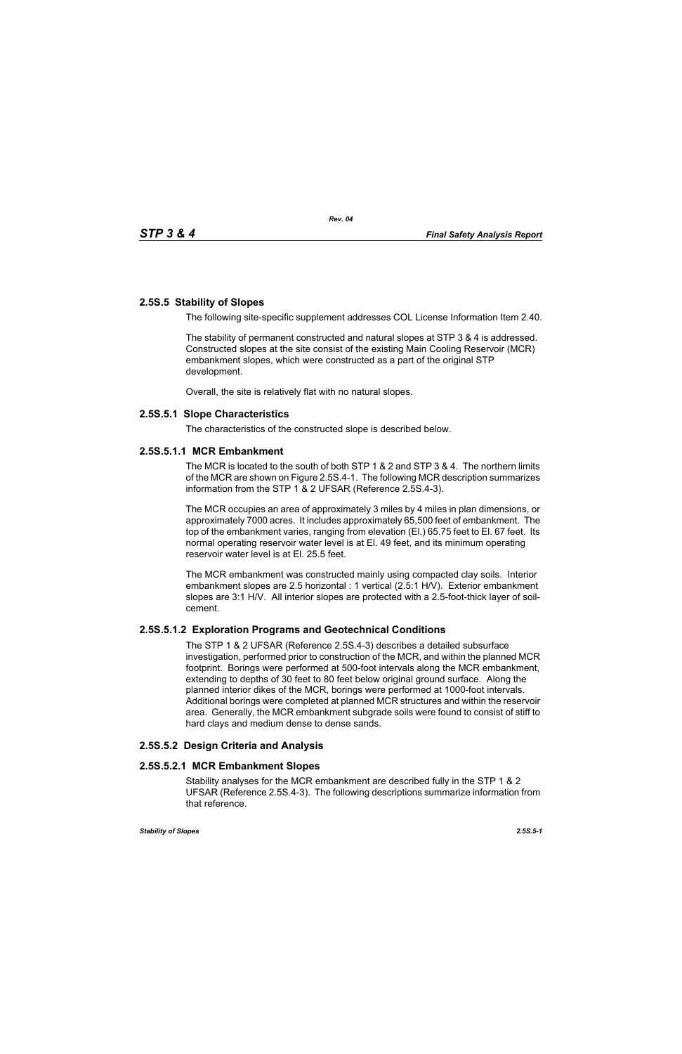## 2.5S.5 Stability of Slopes

The following site-specific supplement addresses COL License Information Item 2.40.

The stability of permanent constructed and natural slopes at STP 3 & 4 is addressed. Constructed slopes at the site consist of the existing Main Cooling Reservoir (MCR) embankment slopes, which were constructed as a part of the original STP development.

Overall, the site is relatively flat with no natural slopes.

### 2.5S.5.1 Slope Characteristics

The characteristics of the constructed slope is described below.

#### 2.5S.5.1.1 MCR Embankment

The MCR is located to the south of both STP 1 & 2 and STP 3 & 4. The northern limits of the MCR are shown on Figure 2.5S.4-1. The following MCR description summarizes information from the STP 1 & 2 UFSAR (Reference 2.5S.4-3).

The MCR occupies an area of approximately 3 miles by 4 miles in plan dimensions, or approximately 7000 acres. It includes approximately 65,500 feet of embankment. The top of the embankment varies, ranging from elevation (El.) 65.75 feet to El. 67 feet. Its normal operating reservoir water level is at El. 49 feet, and its minimum operating reservoir water level is at El. 25.5 feet.

The MCR embankment was constructed mainly using compacted clay soils. Interior embankment slopes are 2.5 horizontal : 1 vertical (2.5:1 H/V). Exterior embankment slopes are 3:1 H/V. All interior slopes are protected with a 2.5-foot-thick layer of soil-cement.

#### 2.5S.5.1.2 Exploration Programs and Geotechnical Conditions

The STP 1 & 2 UFSAR (Reference 2.5S.4-3) describes a detailed subsurface investigation, performed prior to construction of the MCR, and within the planned MCR footprint. Borings were performed at 500-foot intervals along the MCR embankment, extending to depths of 30 feet to 80 feet below original ground surface. Along the planned interior dikes of the MCR, borings were performed at 1000-foot intervals. Additional borings were completed at planned MCR structures and within the reservoir area. Generally, the MCR embankment subgrade soils were found to consist of stiff to hard clays and medium dense to dense sands.

### 2.5S.5.2 Design Criteria and Analysis

#### 2.5S.5.2.1 MCR Embankment Slopes

Stability analyses for the MCR embankment are described fully in the STP 1 & 2 UFSAR (Reference 2.5S.4-3). The following descriptions summarize information from that reference.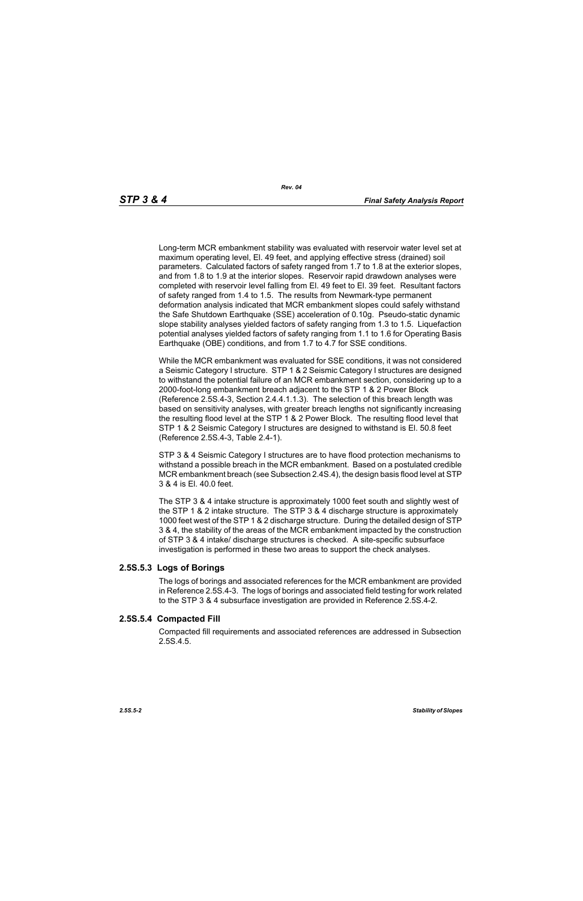Long-term MCR embankment stability was evaluated with reservoir water level set at maximum operating level, El. 49 feet, and applying effective stress (drained) soil parameters. Calculated factors of safety ranged from 1.7 to 1.8 at the exterior slopes, and from 1.8 to 1.9 at the interior slopes. Reservoir rapid drawdown analyses were completed with reservoir level falling from El. 49 feet to El. 39 feet. Resultant factors of safety ranged from 1.4 to 1.5. The results from Newmark-type permanent deformation analysis indicated that MCR embankment slopes could safely withstand the Safe Shutdown Earthquake (SSE) acceleration of 0.10g. Pseudo-static dynamic slope stability analyses yielded factors of safety ranging from 1.3 to 1.5. Liquefaction potential analyses yielded factors of safety ranging from 1.1 to 1.6 for Operating Basis Earthquake (OBE) conditions, and from 1.7 to 4.7 for SSE conditions.

While the MCR embankment was evaluated for SSE conditions, it was not considered a Seismic Category I structure. STP 1 & 2 Seismic Category I structures are designed to withstand the potential failure of an MCR embankment section, considering up to a 2000-foot-long embankment breach adjacent to the STP 1 & 2 Power Block (Reference 2.5S.4-3, Section 2.4.4.1.1.3). The selection of this breach length was based on sensitivity analyses, with greater breach lengths not significantly increasing the resulting flood level at the STP 1 & 2 Power Block. The resulting flood level that STP 1 & 2 Seismic Category I structures are designed to withstand is El. 50.8 feet (Reference 2.5S.4-3, Table 2.4-1).

STP 3 & 4 Seismic Category I structures are to have flood protection mechanisms to withstand a possible breach in the MCR embankment. Based on a postulated credible MCR embankment breach (see Subsection 2.4S.4), the design basis flood level at STP 3 & 4 is El. 40.0 feet.

The STP 3 & 4 intake structure is approximately 1000 feet south and slightly west of the STP 1 & 2 intake structure. The STP 3 & 4 discharge structure is approximately 1000 feet west of the STP 1 & 2 discharge structure. During the detailed design of STP 3 & 4, the stability of the areas of the MCR embankment impacted by the construction of STP 3 & 4 intake/ discharge structures is checked. A site-specific subsurface investigation is performed in these two areas to support the check analyses.

### 2.5S.5.3 Logs of Borings

The logs of borings and associated references for the MCR embankment are provided in Reference 2.5S.4-3. The logs of borings and associated field testing for work related to the STP 3 & 4 subsurface investigation are provided in Reference 2.5S.4-2.

### 2.5S.5.4 Compacted Fill

Compacted fill requirements and associated references are addressed in Subsection 2.5S.4.5.